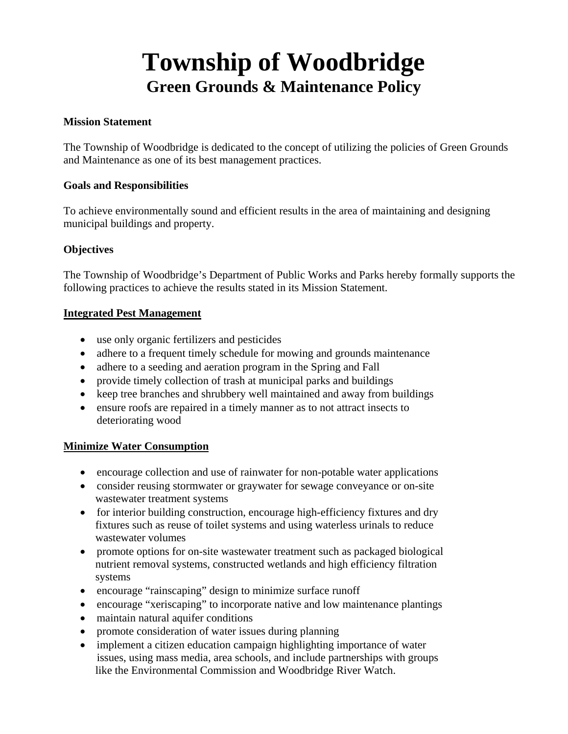# Township of Woodbridge

## Green Grounds & Maintenance Policy

**Mission Statement**

The Township of Woodbridge is dedicated to the concept of utilizing the policies of Green Grounds and Maintenance as one of its best management practices.

**Goals and Responsibilities**

To achieve environmentally sound and efficient results in the area of maintaining and designing municipal buildings and property.

**Objectives**

The Township of Woodbridge's Department of Public Works and Parks hereby formally supports the following practices to achieve the results stated in its Mission Statement.

**<u>Integrated Pest Management</u>**

- use only organic fertilizers and pesticides
- adhere to a frequent timely schedule for mowing and grounds maintenance
- adhere to a seeding and aeration program in the Spring and Fall
- provide timely collection of trash at municipal parks and buildings
- keep tree branches and shrubbery well maintained and away from buildings
- ensure roofs are repaired in a timely manner as to not attract insects to deteriorating wood

**<u>Minimize Water Consumption</u>**

- encourage collection and use of rainwater for non-potable water applications
- consider reusing stormwater or graywater for sewage conveyance or on-site wastewater treatment systems
- for interior building construction, encourage high-efficiency fixtures and dry fixtures such as reuse of toilet systems and using waterless urinals to reduce wastewater volumes
- promote options for on-site wastewater treatment such as packaged biological nutrient removal systems, constructed wetlands and high efficiency filtration systems
- encourage "rainscaping" design to minimize surface runoff
- encourage "xeriscaping" to incorporate native and low maintenance plantings
- maintain natural aquifer conditions
- promote consideration of water issues during planning
- implement a citizen education campaign highlighting importance of water issues, using mass media, area schools, and include partnerships with groups like the Environmental Commission and Woodbridge River Watch.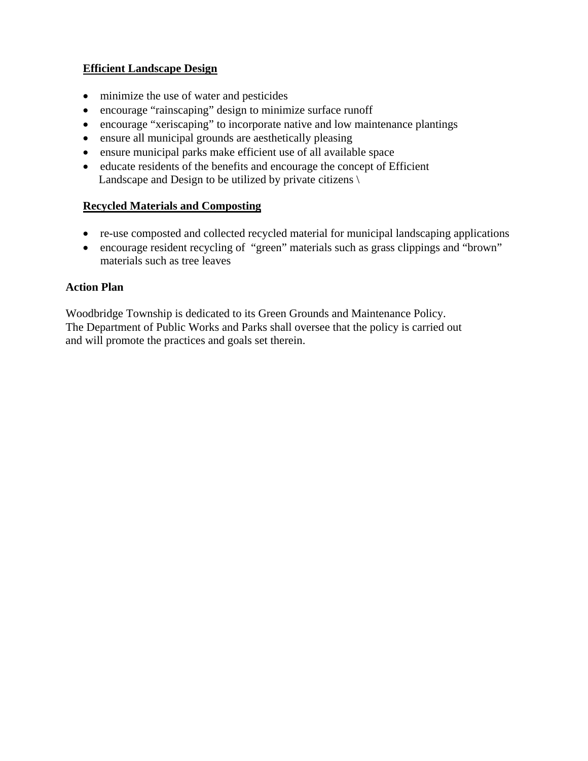**<u>Efficient Landscape Design</u>**

- minimize the use of water and pesticides
- encourage "rainscaping" design to minimize surface runoff
- encourage "xeriscaping" to incorporate native and low maintenance plantings
- ensure all municipal grounds are aesthetically pleasing
- ensure municipal parks make efficient use of all available space
- educate residents of the benefits and encourage the concept of Efficient Landscape and Design to be utilized by private citizens \

**<u>Recycled Materials and Composting</u>**

- re-use composted and collected recycled material for municipal landscaping applications
- encourage resident recycling of "green" materials such as grass clippings and "brown" materials such as tree leaves

**Action Plan**

Woodbridge Township is dedicated to its Green Grounds and Maintenance Policy. The Department of Public Works and Parks shall oversee that the policy is carried out and will promote the practices and goals set therein.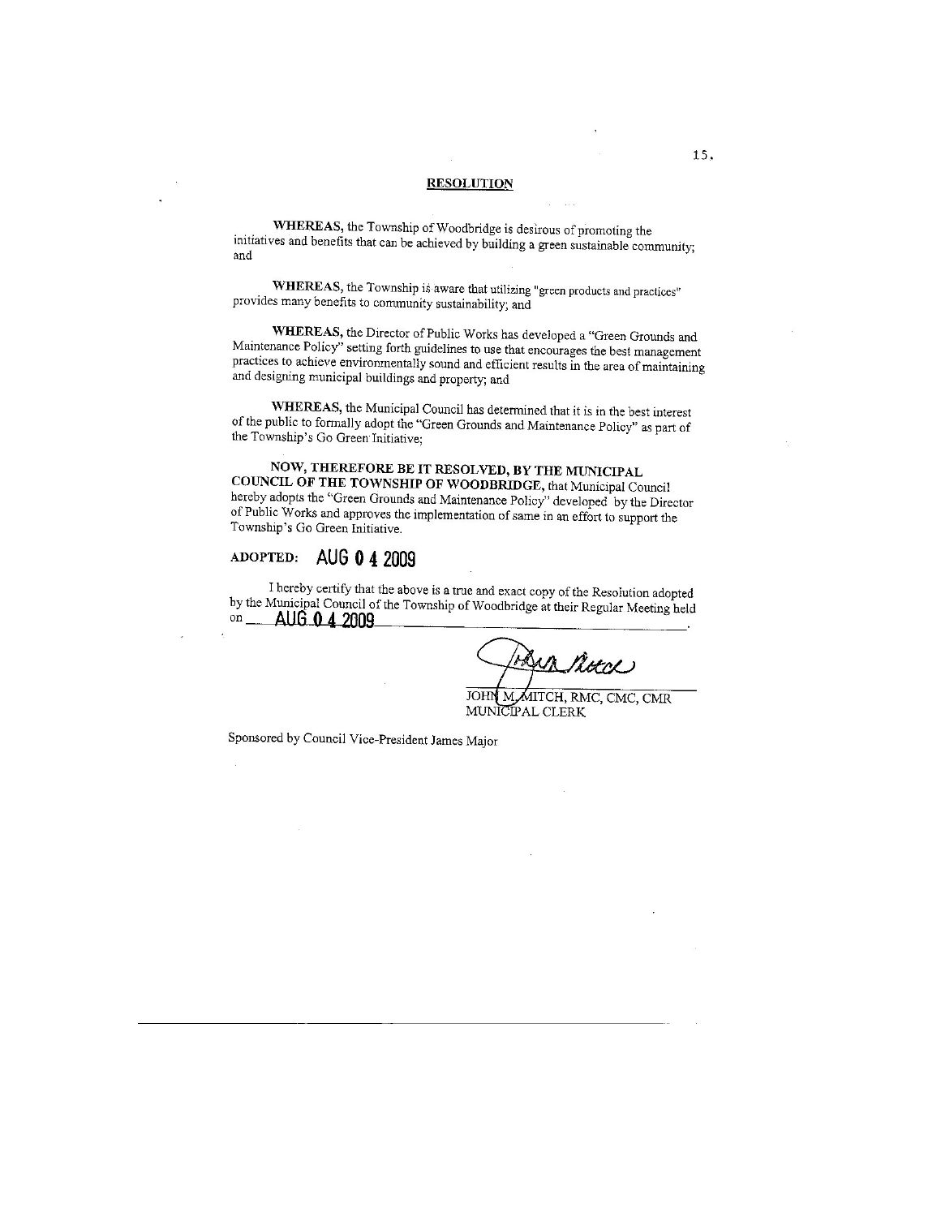## RESOLUTION

**WHEREAS,** the Township of Woodbridge is desirous of promoting the initiatives and benefits that can be achieved by building a green sustainable community; and

**WHEREAS,** the Township is aware that utilizing "green products and practices" provides many benefits to community sustainability; and

**WHEREAS,** the Director of Public Works has developed a "Green Grounds and Maintenance Policy" setting forth guidelines to use that encourages the best management practices to achieve environmentally sound and efficient results in the area of maintaining and designing municipal buildings and property; and

**WHEREAS,** the Municipal Council has determined that it is in the best interest of the public to formally adopt the "Green Grounds and Maintenance Policy" as part of the Township's Go Green Initiative;

**NOW, THEREFORE BE IT RESOLVED, BY THE MUNICIPAL COUNCIL OF THE TOWNSHIP OF WOODBRIDGE,** that Municipal Council hereby adopts the "Green Grounds and Maintenance Policy" developed by the Director of Public Works and approves the implementation of same in an effort to support the Township's Go Green Initiative.

**ADOPTED: AUG 0 4 2009**

I hereby certify that the above is a true and exact copy of the Resolution adopted by the Municipal Council of the Township of Woodbridge at their Regular Meeting held on AUG 0 4 2009.

JOHN M. MITCH, RMC, CMC, CMR
MUNICIPAL CLERK

Sponsored by Council Vice-President James Major